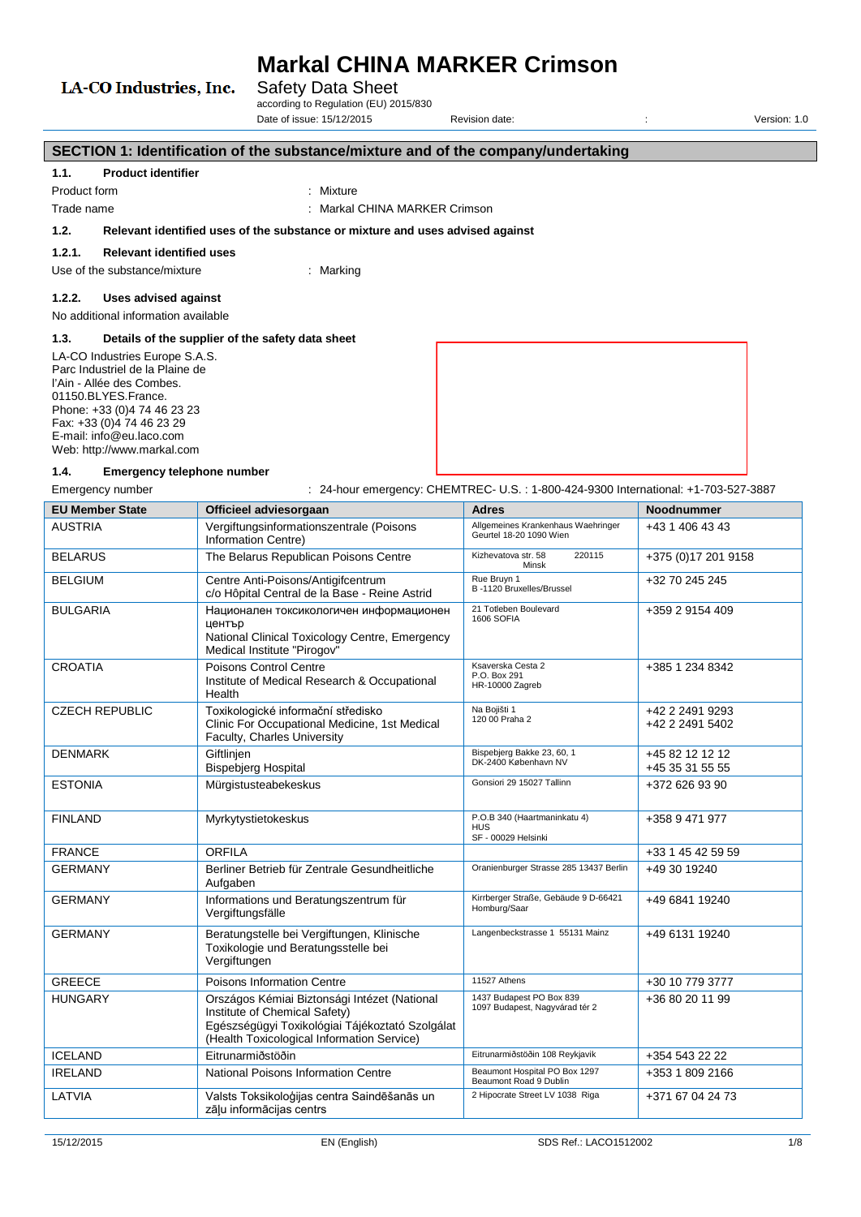# Markal CHINA MARKER Crimson

LA-CO Industries, Inc.

Safety Data Sheet

according to Regulation (EU) 2015/830

Date of issue: 15/12/2015 Revision date: : Version: 1.0

## SECTION 1: Identification of the substance/mixture and of the company/undertaking

### 1.1. Product identifier

Product form : Mixture

Trade name : Markal CHINA MARKER Crimson

### 1.2. Relevant identified uses of the substance or mixture and uses advised against

#### 1.2.1. Relevant identified uses

Use of the substance/mixture : Marking

#### 1.2.2. Uses advised against

No additional information available

### 1.3. Details of the supplier of the safety data sheet

LA-CO Industries Europe S.A.S.
Parc Industriel de la Plaine de l'Ain - Allée des Combes.
01150.BLYES.France.
Phone: +33 (0)4 74 46 23 23
Fax: +33 (0)4 74 46 23 29
E-mail: info@eu.laco.com
Web: http://www.markal.com

### 1.4. Emergency telephone number

Emergency number : 24-hour emergency: CHEMTREC- U.S. : 1-800-424-9300 International: +1-703-527-3887

| EU Member State | Officieel adviesorgaan | Adres | Noodnummer |
|---|---|---|---|
| AUSTRIA | Vergiftungsinformationszentrale (Poisons Information Centre) | Allgemeines Krankenhaus Waehringer Geurtel 18-20 1090 Wien | +43 1 406 43 43 |
| BELARUS | The Belarus Republican Poisons Centre | Kizhevatova str. 58 220115 Minsk | +375 (0)17 201 9158 |
| BELGIUM | Centre Anti-Poisons/Antigifcentrum c/o Hôpital Central de la Base - Reine Astrid | Rue Bruyn 1 B -1120 Bruxelles/Brussel | +32 70 245 245 |
| BULGARIA | Национален токсикологичен информационен център National Clinical Toxicology Centre, Emergency Medical Institute "Pirogov" | 21 Totleben Boulevard 1606 SOFIA | +359 2 9154 409 |
| CROATIA | Poisons Control Centre Institute of Medical Research & Occupational Health | Ksaverska Cesta 2 P.O. Box 291 HR-10000 Zagreb | +385 1 234 8342 |
| CZECH REPUBLIC | Toxikologické informační středisko Clinic For Occupational Medicine, 1st Medical Faculty, Charles University | Na Bojišti 1 120 00 Praha 2 | +42 2 2491 9293 +42 2 2491 5402 |
| DENMARK | Giftlinjen Bispebjerg Hospital | Bispebjerg Bakke 23, 60, 1 DK-2400 København NV | +45 82 12 12 12 +45 35 31 55 55 |
| ESTONIA | Mürgistusteabekeskus | Gonsiori 29 15027 Tallinn | +372 626 93 90 |
| FINLAND | Myrkytystietokeskus | P.O.B 340 (Haartmaninkatu 4) HUS SF - 00029 Helsinki | +358 9 471 977 |
| FRANCE | ORFILA | | +33 1 45 42 59 59 |
| GERMANY | Berliner Betrieb für Zentrale Gesundheitliche Aufgaben | Oranienburger Strasse 285 13437 Berlin | +49 30 19240 |
| GERMANY | Informations und Beratungszentrum für Vergiftungsfälle | Kirrberger Straße, Gebäude 9 D-66421 Homburg/Saar | +49 6841 19240 |
| GERMANY | Beratungstelle bei Vergiftungen, Klinische Toxikologie und Beratungsstelle bei Vergiftungen | Langenbeckstrasse 1 55131 Mainz | +49 6131 19240 |
| GREECE | Poisons Information Centre | 11527 Athens | +30 10 779 3777 |
| HUNGARY | Országos Kémiai Biztonsági Intézet (National Institute of Chemical Safety) Egészségügyi Toxikológiai Tájékoztató Szolgálat (Health Toxicological Information Service) | 1437 Budapest PO Box 839 1097 Budapest, Nagyvárad tér 2 | +36 80 20 11 99 |
| ICELAND | Eitrunarmiðstöðin | Eitrunarmiðstöðin 108 Reykjavik | +354 543 22 22 |
| IRELAND | National Poisons Information Centre | Beaumont Hospital PO Box 1297 Beaumont Road 9 Dublin | +353 1 809 2166 |
| LATVIA | Valsts Toksikoloģijas centra Saindēšanās un zāļu informācijas centrs | 2 Hipocrate Street LV 1038 Riga | +371 67 04 24 73 |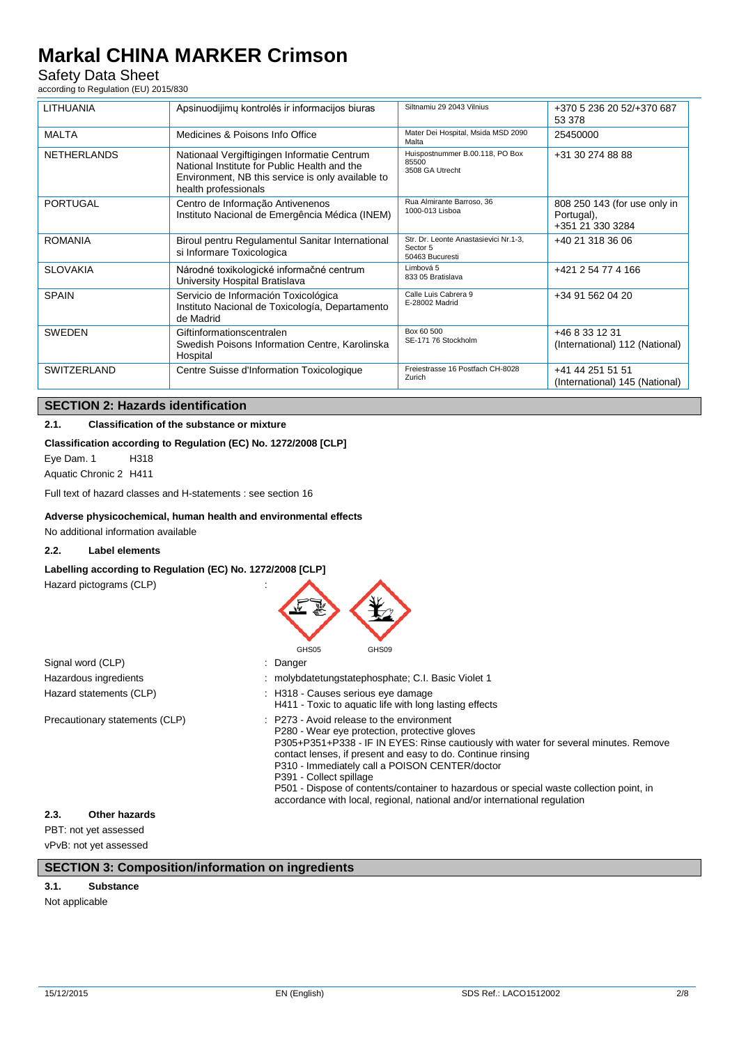| | | | |
|---|---|---|---|
| LITHUANIA | Apsinuodijimų kontrolės ir informacijos biuras | Siltnamiu 29 2043 Vilnius | +370 5 236 20 52/+370 687 53 378 |
| MALTA | Medicines & Poisons Info Office | Mater Dei Hospital, Msida MSD 2090 Malta | 25450000 |
| NETHERLANDS | Nationaal Vergiftigingen Informatie Centrum National Institute for Public Health and the Environment, NB this service is only available to health professionals | Huispostnummer B.00.118, PO Box 85500 3508 GA Utrecht | +31 30 274 88 88 |
| PORTUGAL | Centro de Informação Antivenenos Instituto Nacional de Emergência Médica (INEM) | Rua Almirante Barroso, 36 1000-013 Lisboa | 808 250 143 (for use only in Portugal), +351 21 330 3284 |
| ROMANIA | Biroul pentru Regulamentul Sanitar International si Informare Toxicologica | Str. Dr. Leonte Anastasievici Nr.1-3, Sector 5 50463 Bucuresti | +40 21 318 36 06 |
| SLOVAKIA | Národné toxikologické informačné centrum University Hospital Bratislava | Limbová 5 833 05 Bratislava | +421 2 54 77 4 166 |
| SPAIN | Servicio de Información Toxicológica Instituto Nacional de Toxicología, Departamento de Madrid | Calle Luis Cabrera 9 E-28002 Madrid | +34 91 562 04 20 |
| SWEDEN | Giftinformationscentralen Swedish Poisons Information Centre, Karolinska Hospital | Box 60 500 SE-171 76 Stockholm | +46 8 33 12 31 (International) 112 (National) |
| SWITZERLAND | Centre Suisse d'Information Toxicologique | Freiestrasse 16 Postfach CH-8028 Zurich | +41 44 251 51 51 (International) 145 (National) |

## SECTION 2: Hazards identification

### 2.1. Classification of the substance or mixture

**Classification according to Regulation (EC) No. 1272/2008 [CLP]**

Eye Dam. 1 H318

Aquatic Chronic 2 H411

Full text of hazard classes and H-statements : see section 16

**Adverse physicochemical, human health and environmental effects**

No additional information available

### 2.2. Label elements

**Labelling according to Regulation (EC) No. 1272/2008 [CLP]**

Hazard pictograms (CLP) :

GHS05 GHS09

Signal word (CLP) : Danger

Hazardous ingredients : molybdatetungstatephosphate; C.I. Basic Violet 1

Hazard statements (CLP) : H318 - Causes serious eye damage
H411 - Toxic to aquatic life with long lasting effects

Precautionary statements (CLP) : P273 - Avoid release to the environment
P280 - Wear eye protection, protective gloves
P305+P351+P338 - IF IN EYES: Rinse cautiously with water for several minutes. Remove contact lenses, if present and easy to do. Continue rinsing
P310 - Immediately call a POISON CENTER/doctor
P391 - Collect spillage
P501 - Dispose of contents/container to hazardous or special waste collection point, in accordance with local, regional, national and/or international regulation

### 2.3. Other hazards

PBT: not yet assessed

vPvB: not yet assessed

## SECTION 3: Composition/information on ingredients

### 3.1. Substance

Not applicable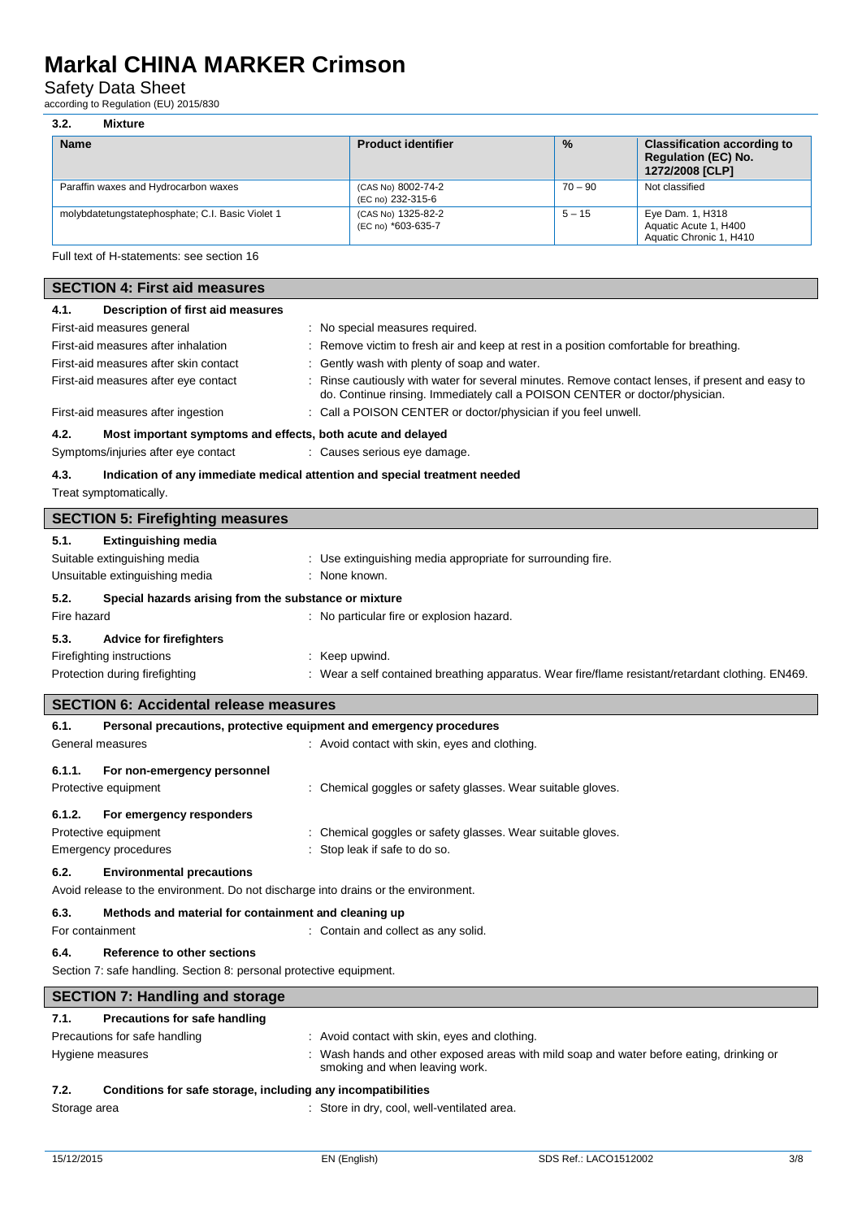### 3.2. Mixture

| Name | Product identifier | % | Classification according to Regulation (EC) No. 1272/2008 [CLP] |
|---|---|---|---|
| Paraffin waxes and Hydrocarbon waxes | (CAS No) 8002-74-2<br>(EC no) 232-315-6 | 70 – 90 | Not classified |
| molybdatetungstatephosphate; C.I. Basic Violet 1 | (CAS No) 1325-82-2<br>(EC no) *603-635-7 | 5 – 15 | Eye Dam. 1, H318<br>Aquatic Acute 1, H400<br>Aquatic Chronic 1, H410 |

Full text of H-statements: see section 16

## SECTION 4: First aid measures

### 4.1. Description of first aid measures

First-aid measures general : No special measures required.

First-aid measures after inhalation : Remove victim to fresh air and keep at rest in a position comfortable for breathing.

First-aid measures after skin contact : Gently wash with plenty of soap and water.

First-aid measures after eye contact : Rinse cautiously with water for several minutes. Remove contact lenses, if present and easy to do. Continue rinsing. Immediately call a POISON CENTER or doctor/physician.

First-aid measures after ingestion : Call a POISON CENTER or doctor/physician if you feel unwell.

### 4.2. Most important symptoms and effects, both acute and delayed

Symptoms/injuries after eye contact : Causes serious eye damage.

### 4.3. Indication of any immediate medical attention and special treatment needed

Treat symptomatically.

## SECTION 5: Firefighting measures

### 5.1. Extinguishing media

Suitable extinguishing media : Use extinguishing media appropriate for surrounding fire.

Unsuitable extinguishing media : None known.

### 5.2. Special hazards arising from the substance or mixture

Fire hazard : No particular fire or explosion hazard.

### 5.3. Advice for firefighters

Firefighting instructions : Keep upwind.

Protection during firefighting : Wear a self contained breathing apparatus. Wear fire/flame resistant/retardant clothing. EN469.

## SECTION 6: Accidental release measures

### 6.1. Personal precautions, protective equipment and emergency procedures

General measures : Avoid contact with skin, eyes and clothing.

#### 6.1.1. For non-emergency personnel

Protective equipment : Chemical goggles or safety glasses. Wear suitable gloves.

#### 6.1.2. For emergency responders

Protective equipment : Chemical goggles or safety glasses. Wear suitable gloves.

Emergency procedures : Stop leak if safe to do so.

### 6.2. Environmental precautions

Avoid release to the environment. Do not discharge into drains or the environment.

### 6.3. Methods and material for containment and cleaning up

For containment : Contain and collect as any solid.

### 6.4. Reference to other sections

Section 7: safe handling. Section 8: personal protective equipment.

## SECTION 7: Handling and storage

### 7.1. Precautions for safe handling

Precautions for safe handling : Avoid contact with skin, eyes and clothing.

Hygiene measures : Wash hands and other exposed areas with mild soap and water before eating, drinking or smoking and when leaving work.

### 7.2. Conditions for safe storage, including any incompatibilities

Storage area : Store in dry, cool, well-ventilated area.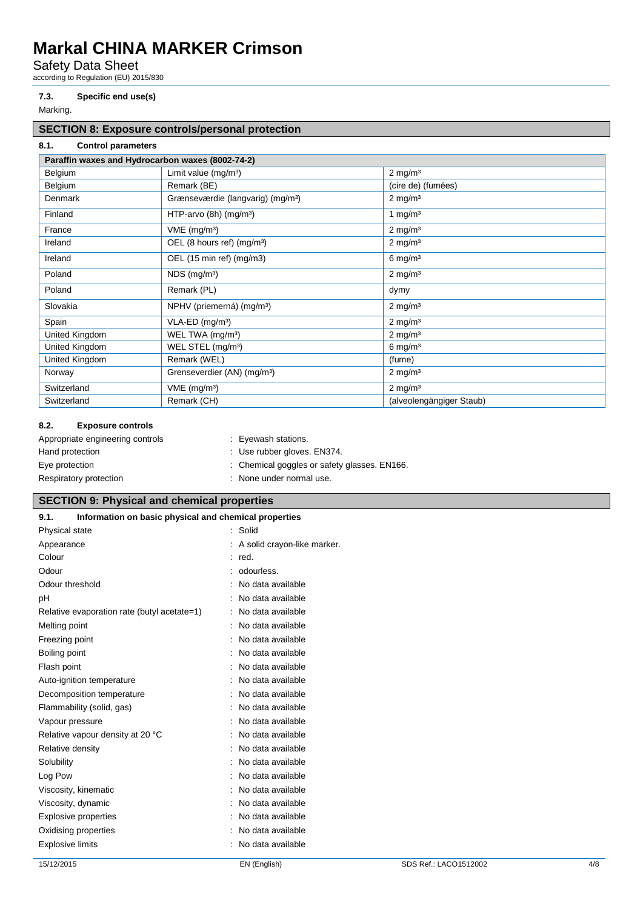### 7.3. Specific end use(s)

Marking.

## SECTION 8: Exposure controls/personal protection

### 8.1. Control parameters

| Paraffin waxes and Hydrocarbon waxes (8002-74-2) | | |
|---|---|---|
| Belgium | Limit value (mg/m³) | 2 mg/m³ |
| Belgium | Remark (BE) | (cire de) (fumées) |
| Denmark | Grænseværdie (langvarig) (mg/m³) | 2 mg/m³ |
| Finland | HTP-arvo (8h) (mg/m³) | 1 mg/m³ |
| France | VME (mg/m³) | 2 mg/m³ |
| Ireland | OEL (8 hours ref) (mg/m³) | 2 mg/m³ |
| Ireland | OEL (15 min ref) (mg/m3) | 6 mg/m³ |
| Poland | NDS (mg/m³) | 2 mg/m³ |
| Poland | Remark (PL) | dymy |
| Slovakia | NPHV (priemerná) (mg/m³) | 2 mg/m³ |
| Spain | VLA-ED (mg/m³) | 2 mg/m³ |
| United Kingdom | WEL TWA (mg/m³) | 2 mg/m³ |
| United Kingdom | WEL STEL (mg/m³) | 6 mg/m³ |
| United Kingdom | Remark (WEL) | (fume) |
| Norway | Grenseverdier (AN) (mg/m³) | 2 mg/m³ |
| Switzerland | VME (mg/m³) | 2 mg/m³ |
| Switzerland | Remark (CH) | (alveolengängiger Staub) |

### 8.2. Exposure controls

Appropriate engineering controls : Eyewash stations.

Hand protection : Use rubber gloves. EN374.

Eye protection : Chemical goggles or safety glasses. EN166.

Respiratory protection : None under normal use.

## SECTION 9: Physical and chemical properties

### 9.1. Information on basic physical and chemical properties

Physical state : Solid

Appearance : A solid crayon-like marker.

Colour : red.

Odour : odourless.

Odour threshold : No data available

pH : No data available

Relative evaporation rate (butyl acetate=1) : No data available

Melting point : No data available

Freezing point : No data available

Boiling point : No data available

Flash point : No data available

Auto-ignition temperature : No data available

Decomposition temperature : No data available

Flammability (solid, gas) : No data available

Vapour pressure : No data available

Relative vapour density at 20 °C : No data available

Relative density : No data available

Solubility : No data available

Log Pow : No data available

Viscosity, kinematic : No data available

Viscosity, dynamic : No data available

Explosive properties : No data available

Oxidising properties : No data available

Explosive limits : No data available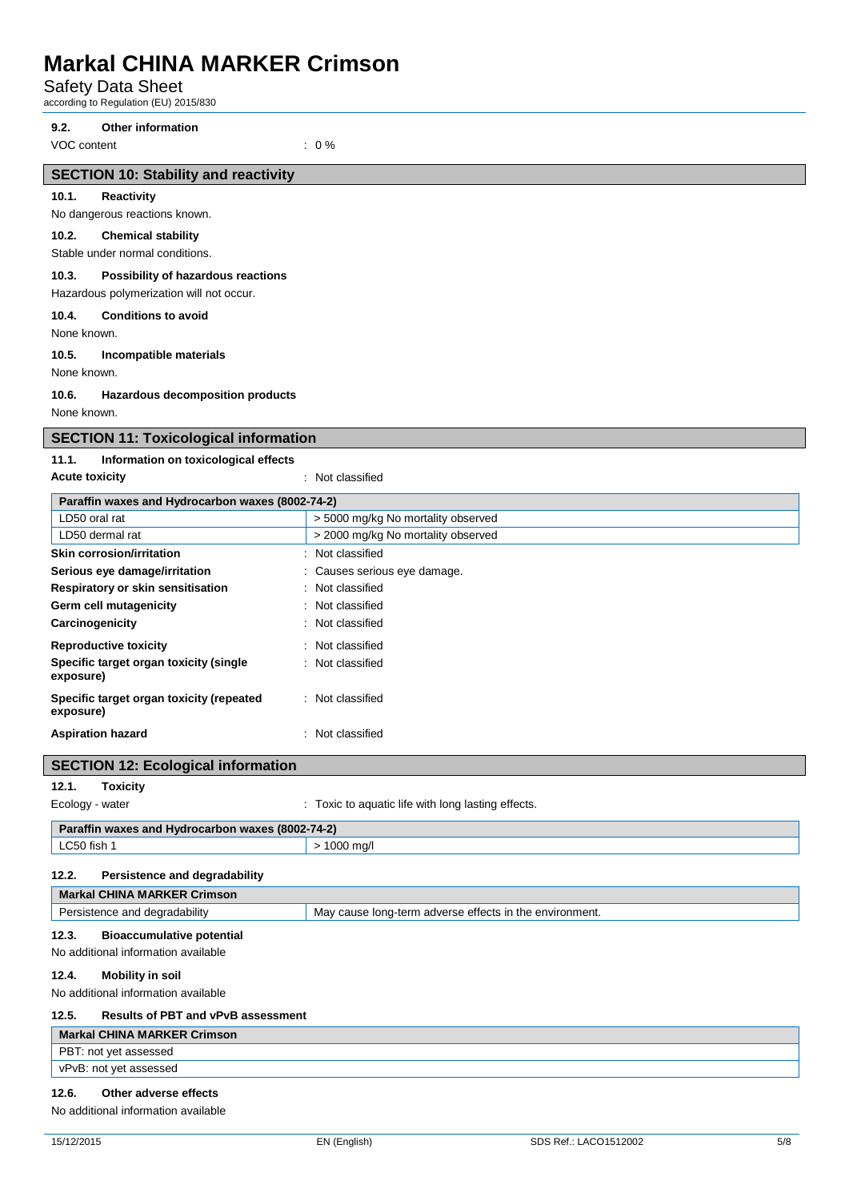### 9.2. Other information

VOC content : 0 %

## SECTION 10: Stability and reactivity

### 10.1. Reactivity

No dangerous reactions known.

### 10.2. Chemical stability

Stable under normal conditions.

### 10.3. Possibility of hazardous reactions

Hazardous polymerization will not occur.

### 10.4. Conditions to avoid

None known.

### 10.5. Incompatible materials

None known.

### 10.6. Hazardous decomposition products

None known.

## SECTION 11: Toxicological information

### 11.1. Information on toxicological effects

**Acute toxicity** : Not classified

| Paraffin waxes and Hydrocarbon waxes (8002-74-2) | |
|---|---|
| LD50 oral rat | > 5000 mg/kg No mortality observed |
| LD50 dermal rat | > 2000 mg/kg No mortality observed |

**Skin corrosion/irritation** : Not classified

**Serious eye damage/irritation** : Causes serious eye damage.

**Respiratory or skin sensitisation** : Not classified

**Germ cell mutagenicity** : Not classified

**Carcinogenicity** : Not classified

**Reproductive toxicity** : Not classified

**Specific target organ toxicity (single exposure)** : Not classified

**Specific target organ toxicity (repeated exposure)** : Not classified

**Aspiration hazard** : Not classified

## SECTION 12: Ecological information

### 12.1. Toxicity

Ecology - water : Toxic to aquatic life with long lasting effects.

| Paraffin waxes and Hydrocarbon waxes (8002-74-2) | |
|---|---|
| LC50 fish 1 | > 1000 mg/l |

### 12.2. Persistence and degradability

| Markal CHINA MARKER Crimson | |
|---|---|
| Persistence and degradability | May cause long-term adverse effects in the environment. |

### 12.3. Bioaccumulative potential

No additional information available

### 12.4. Mobility in soil

No additional information available

### 12.5. Results of PBT and vPvB assessment

| Markal CHINA MARKER Crimson |
|---|
| PBT: not yet assessed |
| vPvB: not yet assessed |

### 12.6. Other adverse effects

No additional information available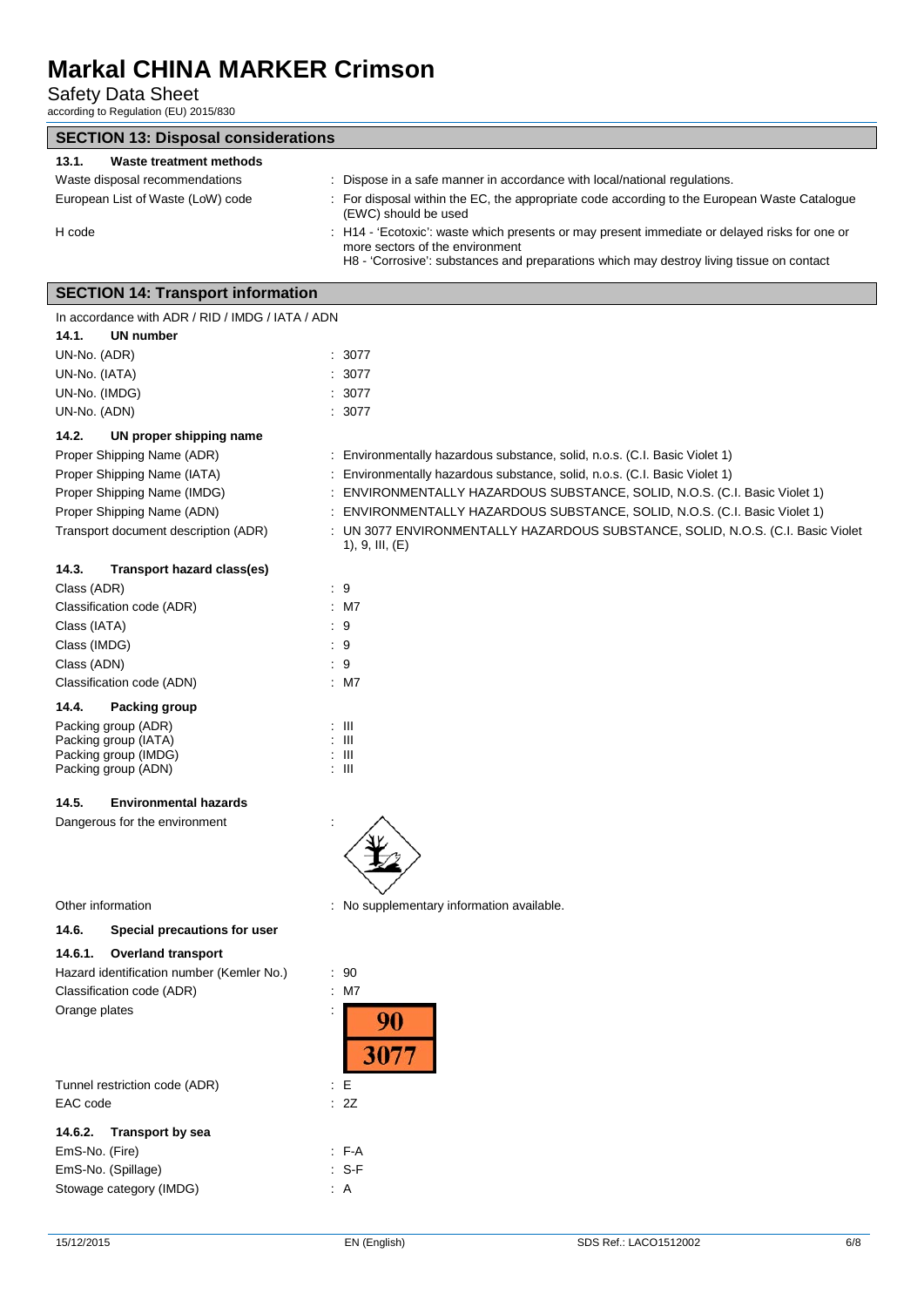## SECTION 13: Disposal considerations

### 13.1. Waste treatment methods

| | |
|---|---|
| Waste disposal recommendations | : Dispose in a safe manner in accordance with local/national regulations. |
| European List of Waste (LoW) code | : For disposal within the EC, the appropriate code according to the European Waste Catalogue (EWC) should be used |
| H code | : H14 - 'Ecotoxic': waste which presents or may present immediate or delayed risks for one or more sectors of the environment<br>H8 - 'Corrosive': substances and preparations which may destroy living tissue on contact |

## SECTION 14: Transport information

In accordance with ADR / RID / IMDG / IATA / ADN

### 14.1. UN number

| | |
|---|---|
| UN-No. (ADR) | : 3077 |
| UN-No. (IATA) | : 3077 |
| UN-No. (IMDG) | : 3077 |
| UN-No. (ADN) | : 3077 |

### 14.2. UN proper shipping name

| | |
|---|---|
| Proper Shipping Name (ADR) | : Environmentally hazardous substance, solid, n.o.s. (C.I. Basic Violet 1) |
| Proper Shipping Name (IATA) | : Environmentally hazardous substance, solid, n.o.s. (C.I. Basic Violet 1) |
| Proper Shipping Name (IMDG) | : ENVIRONMENTALLY HAZARDOUS SUBSTANCE, SOLID, N.O.S. (C.I. Basic Violet 1) |
| Proper Shipping Name (ADN) | : ENVIRONMENTALLY HAZARDOUS SUBSTANCE, SOLID, N.O.S. (C.I. Basic Violet 1) |
| Transport document description (ADR) | : UN 3077 ENVIRONMENTALLY HAZARDOUS SUBSTANCE, SOLID, N.O.S. (C.I. Basic Violet 1), 9, III, (E) |

### 14.3. Transport hazard class(es)

| | |
|---|---|
| Class (ADR) | : 9 |
| Classification code (ADR) | : M7 |
| Class (IATA) | : 9 |
| Class (IMDG) | : 9 |
| Class (ADN) | : 9 |
| Classification code (ADN) | : M7 |

### 14.4. Packing group

| | |
|---|---|
| Packing group (ADR) | : III |
| Packing group (IATA) | : III |
| Packing group (IMDG) | : III |
| Packing group (ADN) | : III |

### 14.5. Environmental hazards

| | |
|---|---|
| Dangerous for the environment | : |
| Other information | : No supplementary information available. |

### 14.6. Special precautions for user

#### 14.6.1. Overland transport

| | |
|---|---|
| Hazard identification number (Kemler No.) | : 90 |
| Classification code (ADR) | : M7 |
| Orange plates | : 90 / 3077 |
| Tunnel restriction code (ADR) | : E |
| EAC code | : 2Z |

#### 14.6.2. Transport by sea

| | |
|---|---|
| EmS-No. (Fire) | : F-A |
| EmS-No. (Spillage) | : S-F |
| Stowage category (IMDG) | : A |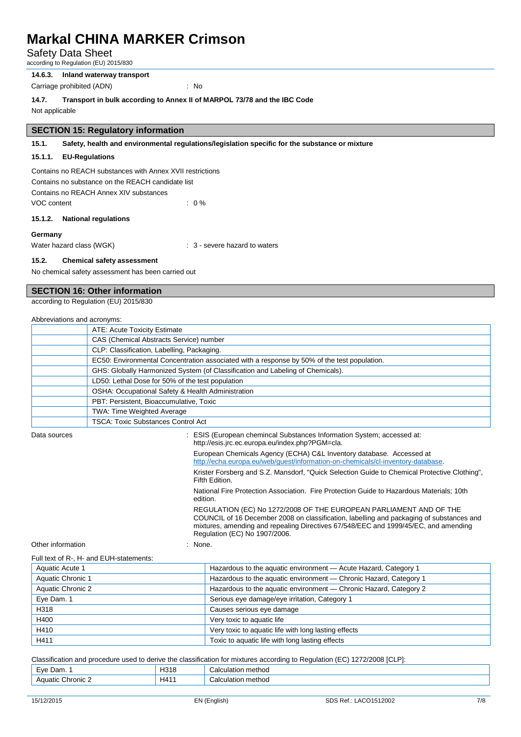#### 14.6.3. Inland waterway transport

Carriage prohibited (ADN) : No

#### 14.7. Transport in bulk according to Annex II of MARPOL 73/78 and the IBC Code

Not applicable

## SECTION 15: Regulatory information

### 15.1. Safety, health and environmental regulations/legislation specific for the substance or mixture

#### 15.1.1. EU-Regulations

Contains no REACH substances with Annex XVII restrictions
Contains no substance on the REACH candidate list
Contains no REACH Annex XIV substances
VOC content : 0 %

#### 15.1.2. National regulations

**Germany**

Water hazard class (WGK) : 3 - severe hazard to waters

### 15.2. Chemical safety assessment

No chemical safety assessment has been carried out

## SECTION 16: Other information

according to Regulation (EU) 2015/830

Abbreviations and acronyms:

| | |
|---|---|
| | ATE: Acute Toxicity Estimate |
| | CAS (Chemical Abstracts Service) number |
| | CLP: Classification, Labelling, Packaging. |
| | EC50: Environmental Concentration associated with a response by 50% of the test population. |
| | GHS: Globally Harmonized System (of Classification and Labeling of Chemicals). |
| | LD50: Lethal Dose for 50% of the test population |
| | OSHA: Occupational Safety & Health Administration |
| | PBT: Persistent, Bioaccumulative, Toxic |
| | TWA: Time Weighted Average |
| | TSCA: Toxic Substances Control Act |

Data sources : ESIS (European chemincal Substances Information System; accessed at: http://esis.jrc.ec.europa.eu/index.php?PGM=cla.

European Chemicals Agency (ECHA) C&L Inventory database. Accessed at http://echa.europa.eu/web/guest/information-on-chemicals/cl-inventory-database.

Krister Forsberg and S.Z. Mansdorf, "Quick Selection Guide to Chemical Protective Clothing", Fifth Edition.

National Fire Protection Association. Fire Protection Guide to Hazardous Materials; 10th edition.

REGULATION (EC) No 1272/2008 OF THE EUROPEAN PARLIAMENT AND OF THE COUNCIL of 16 December 2008 on classification, labelling and packaging of substances and mixtures, amending and repealing Directives 67/548/EEC and 1999/45/EC, and amending Regulation (EC) No 1907/2006.

Other information : None.

Full text of R-, H- and EUH-statements:

| | |
|---|---|
| Aquatic Acute 1 | Hazardous to the aquatic environment — Acute Hazard, Category 1 |
| Aquatic Chronic 1 | Hazardous to the aquatic environment — Chronic Hazard, Category 1 |
| Aquatic Chronic 2 | Hazardous to the aquatic environment — Chronic Hazard, Category 2 |
| Eye Dam. 1 | Serious eye damage/eye irritation, Category 1 |
| H318 | Causes serious eye damage |
| H400 | Very toxic to aquatic life |
| H410 | Very toxic to aquatic life with long lasting effects |
| H411 | Toxic to aquatic life with long lasting effects |

Classification and procedure used to derive the classification for mixtures according to Regulation (EC) 1272/2008 [CLP]:

| | | |
|---|---|---|
| Eye Dam. 1 | H318 | Calculation method |
| Aquatic Chronic 2 | H411 | Calculation method |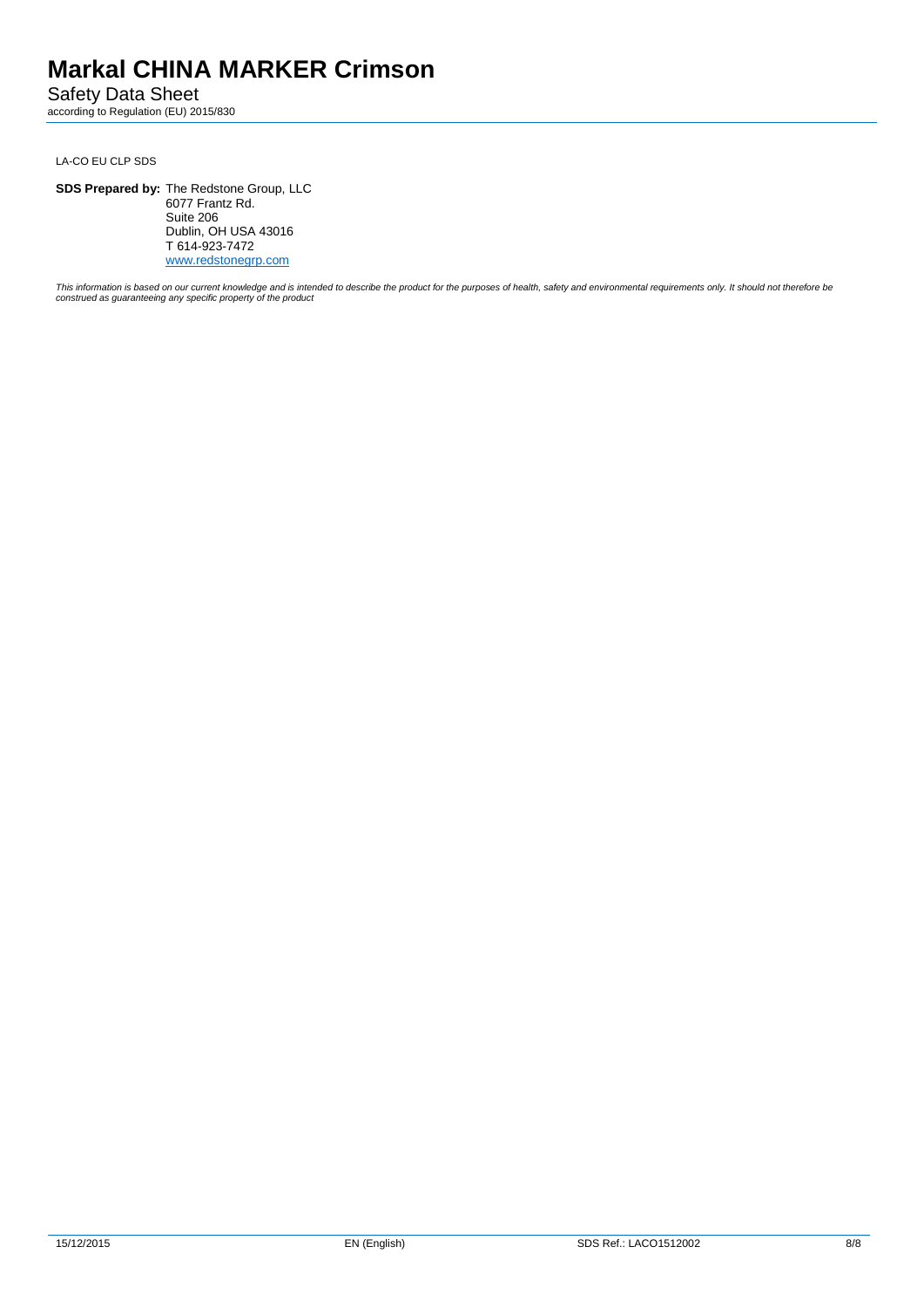LA-CO EU CLP SDS

**SDS Prepared by:** The Redstone Group, LLC
6077 Frantz Rd.
Suite 206
Dublin, OH USA 43016
T 614-923-7472
www.redstonegrp.com

*This information is based on our current knowledge and is intended to describe the product for the purposes of health, safety and environmental requirements only. It should not therefore be construed as guaranteeing any specific property of the product*